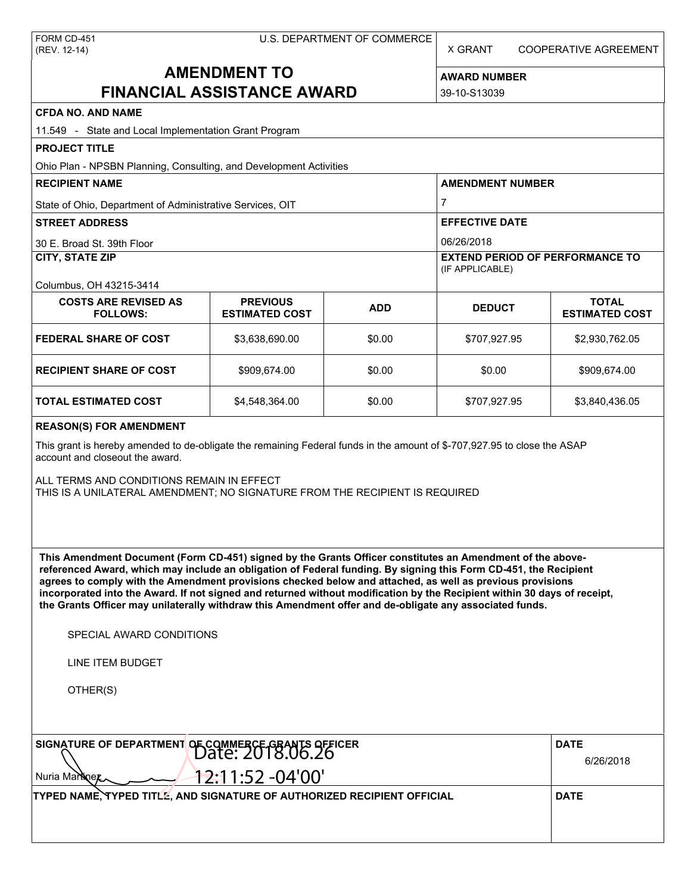FORM CD-451
(REV. 12-14)

U.S. DEPARTMENT OF COMMERCE

X GRANT     COOPERATIVE AGREEMENT

# AMENDMENT TO FINANCIAL ASSISTANCE AWARD

**AWARD NUMBER**
39-10-S13039

**CFDA NO. AND NAME**
11.549 - State and Local Implementation Grant Program

**PROJECT TITLE**
Ohio Plan - NPSBN Planning, Consulting, and Development Activities

**RECIPIENT NAME**
State of Ohio, Department of Administrative Services, OIT

**AMENDMENT NUMBER**
7

**STREET ADDRESS**
30 E. Broad St. 39th Floor

**EFFECTIVE DATE**
06/26/2018

**CITY, STATE ZIP**
Columbus, OH 43215-3414

**EXTEND PERIOD OF PERFORMANCE TO** (IF APPLICABLE)

| COSTS ARE REVISED AS FOLLOWS: | PREVIOUS ESTIMATED COST | ADD | DEDUCT | TOTAL ESTIMATED COST |
|---|---|---|---|---|
| FEDERAL SHARE OF COST | $3,638,690.00 | $0.00 | $707,927.95 | $2,930,762.05 |
| RECIPIENT SHARE OF COST | $909,674.00 | $0.00 | $0.00 | $909,674.00 |
| TOTAL ESTIMATED COST | $4,548,364.00 | $0.00 | $707,927.95 | $3,840,436.05 |

**REASON(S) FOR AMENDMENT**

This grant is hereby amended to de-obligate the remaining Federal funds in the amount of $-707,927.95 to close the ASAP account and closeout the award.

ALL TERMS AND CONDITIONS REMAIN IN EFFECT
THIS IS A UNILATERAL AMENDMENT; NO SIGNATURE FROM THE RECIPIENT IS REQUIRED

**This Amendment Document (Form CD-451) signed by the Grants Officer constitutes an Amendment of the above-referenced Award, which may include an obligation of Federal funding. By signing this Form CD-451, the Recipient agrees to comply with the Amendment provisions checked below and attached, as well as previous provisions incorporated into the Award. If not signed and returned without modification by the Recipient within 30 days of receipt, the Grants Officer may unilaterally withdraw this Amendment offer and de-obligate any associated funds.**

SPECIAL AWARD CONDITIONS

LINE ITEM BUDGET

OTHER(S)

**SIGNATURE OF DEPARTMENT OF COMMERCE GRANTS OFFICER**
Nuria Martinez
Date: 2018.06.26 12:11:52 -04'00'

**DATE**
6/26/2018

**TYPED NAME, TYPED TITLE, AND SIGNATURE OF AUTHORIZED RECIPIENT OFFICIAL**

**DATE**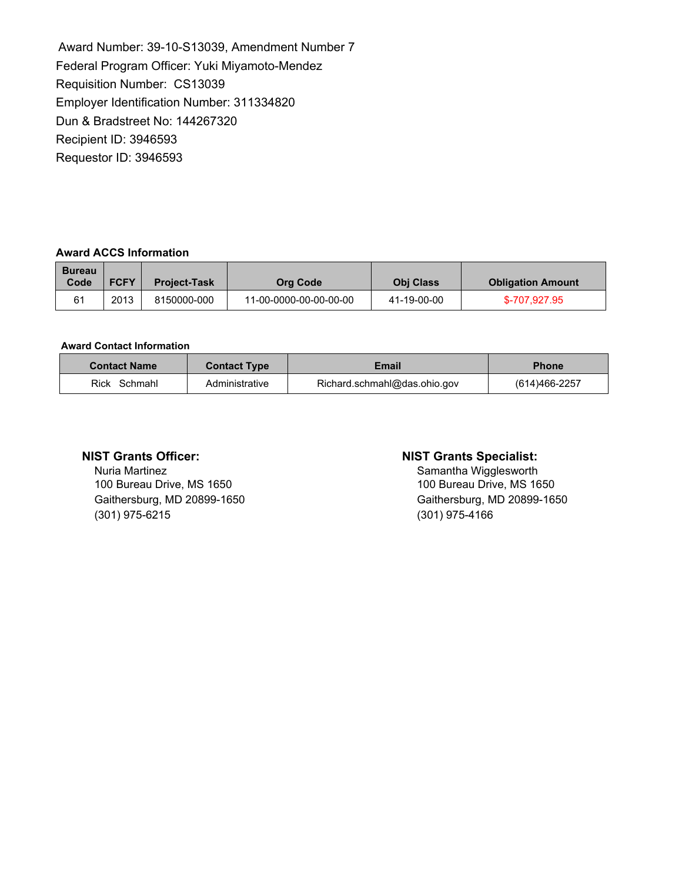Award Number: 39-10-S13039, Amendment Number 7
Federal Program Officer: Yuki Miyamoto-Mendez
Requisition Number: CS13039
Employer Identification Number: 311334820
Dun & Bradstreet No: 144267320
Recipient ID: 3946593
Requestor ID: 3946593

**Award ACCS Information**

| Bureau Code | FCFY | Project-Task | Org Code | Obj Class | Obligation Amount |
|---|---|---|---|---|---|
| 61 | 2013 | 8150000-000 | 11-00-0000-00-00-00-00 | 41-19-00-00 | $-707,927.95 |

**Award Contact Information**

| Contact Name | Contact Type | Email | Phone |
|---|---|---|---|
| Rick Schmahl | Administrative | Richard.schmahl@das.ohio.gov | (614)466-2257 |

**NIST Grants Officer:**
Nuria Martinez
100 Bureau Drive, MS 1650
Gaithersburg, MD 20899-1650
(301) 975-6215

**NIST Grants Specialist:**
Samantha Wigglesworth
100 Bureau Drive, MS 1650
Gaithersburg, MD 20899-1650
(301) 975-4166